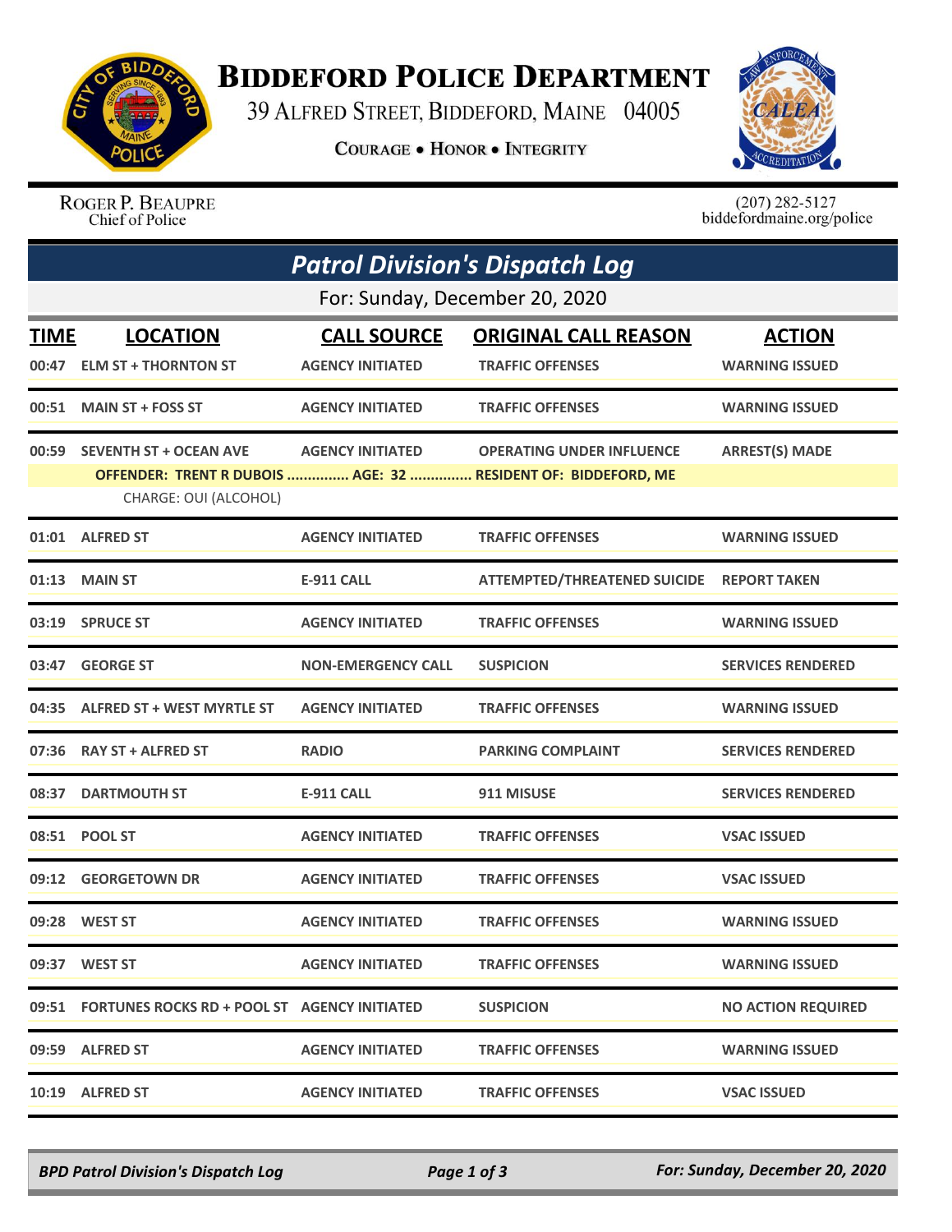# Biddeford Police Department

39 Alfred Street, Biddeford, Maine 04005

**Courage • Honor • Integrity**

Roger P. Beaupre
Chief of Police

(207) 282-5127
biddefordmaine.org/police

## *Patrol Division's Dispatch Log*

For: Sunday, December 20, 2020

| TIME | LOCATION | CALL SOURCE | ORIGINAL CALL REASON | ACTION |
|---|---|---|---|---|
| 00:47 | ELM ST + THORNTON ST | AGENCY INITIATED | TRAFFIC OFFENSES | WARNING ISSUED |
| 00:51 | MAIN ST + FOSS ST | AGENCY INITIATED | TRAFFIC OFFENSES | WARNING ISSUED |
| 00:59 | SEVENTH ST + OCEAN AVE | AGENCY INITIATED | OPERATING UNDER INFLUENCE | ARREST(S) MADE |
| | **OFFENDER: TRENT R DUBOIS ............... AGE: 32 ............... RESIDENT OF: BIDDEFORD, ME** | | | |
| | CHARGE: OUI (ALCOHOL) | | | |
| 01:01 | ALFRED ST | AGENCY INITIATED | TRAFFIC OFFENSES | WARNING ISSUED |
| 01:13 | MAIN ST | E-911 CALL | ATTEMPTED/THREATENED SUICIDE | REPORT TAKEN |
| 03:19 | SPRUCE ST | AGENCY INITIATED | TRAFFIC OFFENSES | WARNING ISSUED |
| 03:47 | GEORGE ST | NON-EMERGENCY CALL | SUSPICION | SERVICES RENDERED |
| 04:35 | ALFRED ST + WEST MYRTLE ST | AGENCY INITIATED | TRAFFIC OFFENSES | WARNING ISSUED |
| 07:36 | RAY ST + ALFRED ST | RADIO | PARKING COMPLAINT | SERVICES RENDERED |
| 08:37 | DARTMOUTH ST | E-911 CALL | 911 MISUSE | SERVICES RENDERED |
| 08:51 | POOL ST | AGENCY INITIATED | TRAFFIC OFFENSES | VSAC ISSUED |
| 09:12 | GEORGETOWN DR | AGENCY INITIATED | TRAFFIC OFFENSES | VSAC ISSUED |
| 09:28 | WEST ST | AGENCY INITIATED | TRAFFIC OFFENSES | WARNING ISSUED |
| 09:37 | WEST ST | AGENCY INITIATED | TRAFFIC OFFENSES | WARNING ISSUED |
| 09:51 | FORTUNES ROCKS RD + POOL ST | AGENCY INITIATED | SUSPICION | NO ACTION REQUIRED |
| 09:59 | ALFRED ST | AGENCY INITIATED | TRAFFIC OFFENSES | WARNING ISSUED |
| 10:19 | ALFRED ST | AGENCY INITIATED | TRAFFIC OFFENSES | VSAC ISSUED |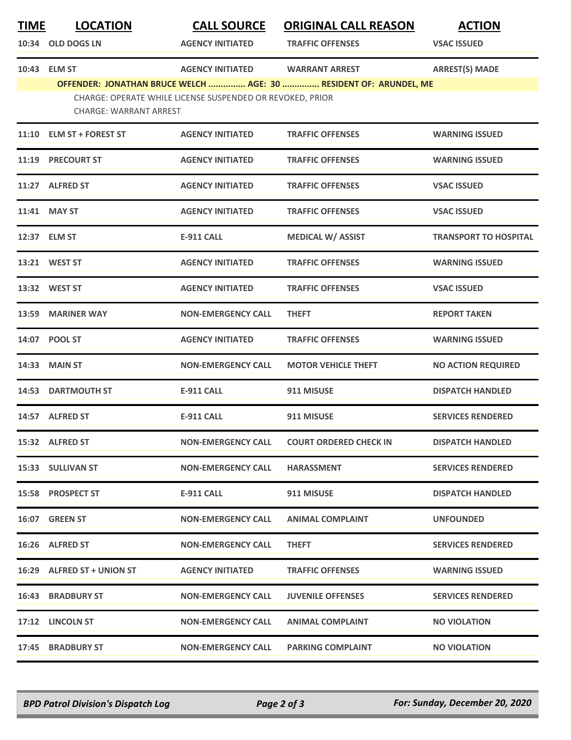| TIME | LOCATION | CALL SOURCE | ORIGINAL CALL REASON | ACTION |
|---|---|---|---|---|
| 10:34 | OLD DOGS LN | AGENCY INITIATED | TRAFFIC OFFENSES | VSAC ISSUED |
| 10:43 | ELM ST | AGENCY INITIATED | WARRANT ARREST | ARREST(S) MADE |
| | **OFFENDER: JONATHAN BRUCE WELCH ............... AGE: 30 ............... RESIDENT OF: ARUNDEL, ME** | | | |
| | CHARGE: OPERATE WHILE LICENSE SUSPENDED OR REVOKED, PRIOR | | | |
| | CHARGE: WARRANT ARREST | | | |
| 11:10 | ELM ST + FOREST ST | AGENCY INITIATED | TRAFFIC OFFENSES | WARNING ISSUED |
| 11:19 | PRECOURT ST | AGENCY INITIATED | TRAFFIC OFFENSES | WARNING ISSUED |
| 11:27 | ALFRED ST | AGENCY INITIATED | TRAFFIC OFFENSES | VSAC ISSUED |
| 11:41 | MAY ST | AGENCY INITIATED | TRAFFIC OFFENSES | VSAC ISSUED |
| 12:37 | ELM ST | E-911 CALL | MEDICAL W/ ASSIST | TRANSPORT TO HOSPITAL |
| 13:21 | WEST ST | AGENCY INITIATED | TRAFFIC OFFENSES | WARNING ISSUED |
| 13:32 | WEST ST | AGENCY INITIATED | TRAFFIC OFFENSES | VSAC ISSUED |
| 13:59 | MARINER WAY | NON-EMERGENCY CALL | THEFT | REPORT TAKEN |
| 14:07 | POOL ST | AGENCY INITIATED | TRAFFIC OFFENSES | WARNING ISSUED |
| 14:33 | MAIN ST | NON-EMERGENCY CALL | MOTOR VEHICLE THEFT | NO ACTION REQUIRED |
| 14:53 | DARTMOUTH ST | E-911 CALL | 911 MISUSE | DISPATCH HANDLED |
| 14:57 | ALFRED ST | E-911 CALL | 911 MISUSE | SERVICES RENDERED |
| 15:32 | ALFRED ST | NON-EMERGENCY CALL | COURT ORDERED CHECK IN | DISPATCH HANDLED |
| 15:33 | SULLIVAN ST | NON-EMERGENCY CALL | HARASSMENT | SERVICES RENDERED |
| 15:58 | PROSPECT ST | E-911 CALL | 911 MISUSE | DISPATCH HANDLED |
| 16:07 | GREEN ST | NON-EMERGENCY CALL | ANIMAL COMPLAINT | UNFOUNDED |
| 16:26 | ALFRED ST | NON-EMERGENCY CALL | THEFT | SERVICES RENDERED |
| 16:29 | ALFRED ST + UNION ST | AGENCY INITIATED | TRAFFIC OFFENSES | WARNING ISSUED |
| 16:43 | BRADBURY ST | NON-EMERGENCY CALL | JUVENILE OFFENSES | SERVICES RENDERED |
| 17:12 | LINCOLN ST | NON-EMERGENCY CALL | ANIMAL COMPLAINT | NO VIOLATION |
| 17:45 | BRADBURY ST | NON-EMERGENCY CALL | PARKING COMPLAINT | NO VIOLATION |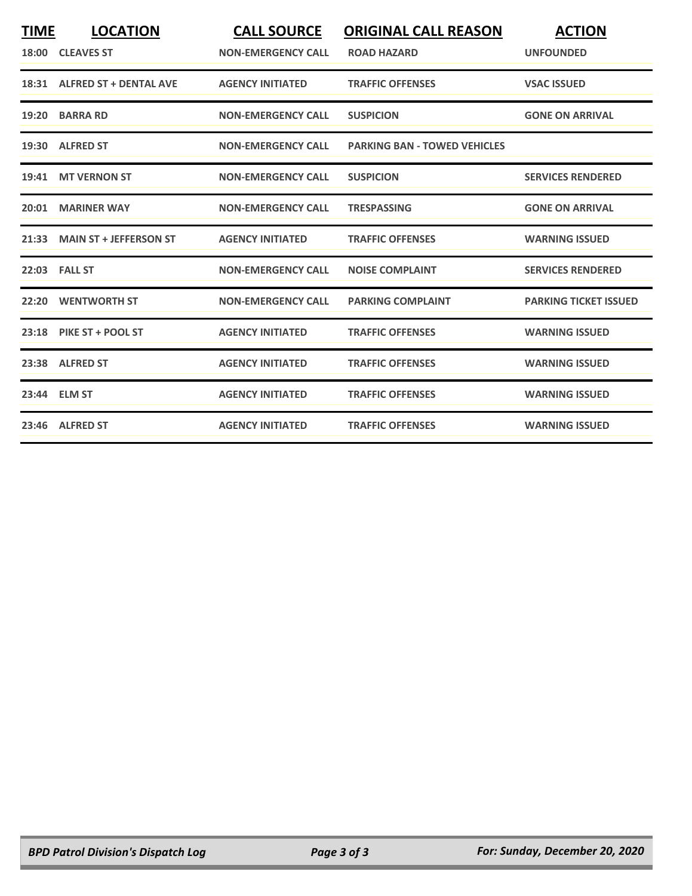| TIME | LOCATION | CALL SOURCE | ORIGINAL CALL REASON | ACTION |
| --- | --- | --- | --- | --- |
| 18:00 | CLEAVES ST | NON-EMERGENCY CALL | ROAD HAZARD | UNFOUNDED |
| 18:31 | ALFRED ST + DENTAL AVE | AGENCY INITIATED | TRAFFIC OFFENSES | VSAC ISSUED |
| 19:20 | BARRA RD | NON-EMERGENCY CALL | SUSPICION | GONE ON ARRIVAL |
| 19:30 | ALFRED ST | NON-EMERGENCY CALL | PARKING BAN - TOWED VEHICLES | |
| 19:41 | MT VERNON ST | NON-EMERGENCY CALL | SUSPICION | SERVICES RENDERED |
| 20:01 | MARINER WAY | NON-EMERGENCY CALL | TRESPASSING | GONE ON ARRIVAL |
| 21:33 | MAIN ST + JEFFERSON ST | AGENCY INITIATED | TRAFFIC OFFENSES | WARNING ISSUED |
| 22:03 | FALL ST | NON-EMERGENCY CALL | NOISE COMPLAINT | SERVICES RENDERED |
| 22:20 | WENTWORTH ST | NON-EMERGENCY CALL | PARKING COMPLAINT | PARKING TICKET ISSUED |
| 23:18 | PIKE ST + POOL ST | AGENCY INITIATED | TRAFFIC OFFENSES | WARNING ISSUED |
| 23:38 | ALFRED ST | AGENCY INITIATED | TRAFFIC OFFENSES | WARNING ISSUED |
| 23:44 | ELM ST | AGENCY INITIATED | TRAFFIC OFFENSES | WARNING ISSUED |
| 23:46 | ALFRED ST | AGENCY INITIATED | TRAFFIC OFFENSES | WARNING ISSUED |